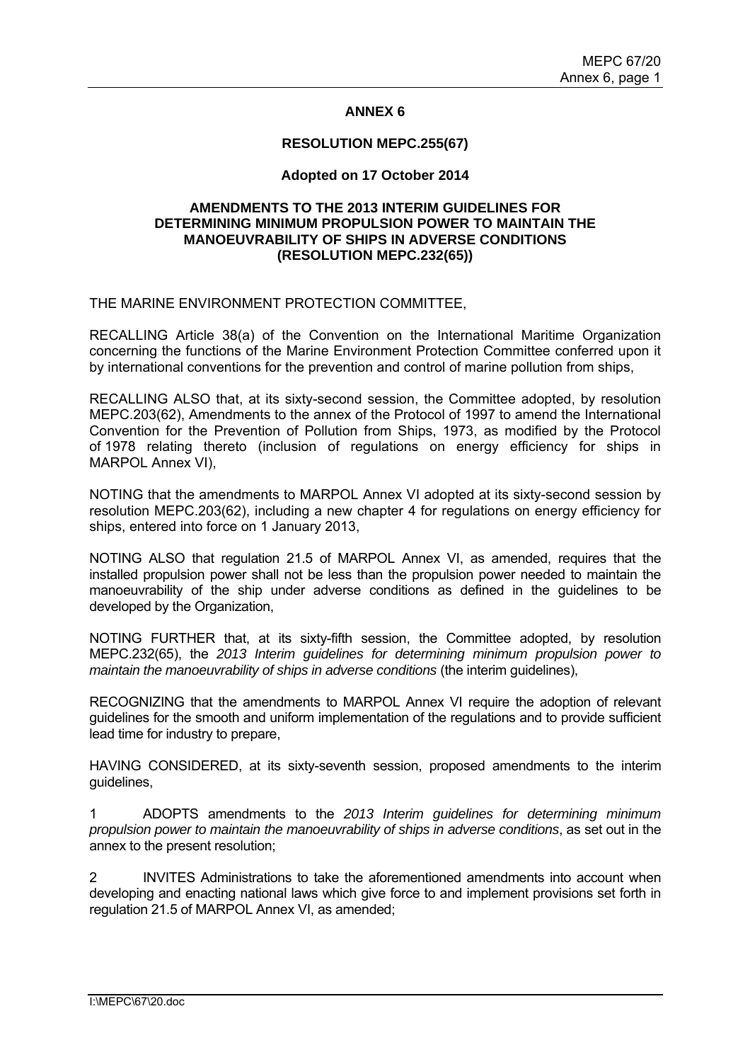## ANNEX 6

### RESOLUTION MEPC.255(67)

### Adopted on 17 October 2014

### AMENDMENTS TO THE 2013 INTERIM GUIDELINES FOR DETERMINING MINIMUM PROPULSION POWER TO MAINTAIN THE MANOEUVRABILITY OF SHIPS IN ADVERSE CONDITIONS (RESOLUTION MEPC.232(65))

THE MARINE ENVIRONMENT PROTECTION COMMITTEE,

RECALLING Article 38(a) of the Convention on the International Maritime Organization concerning the functions of the Marine Environment Protection Committee conferred upon it by international conventions for the prevention and control of marine pollution from ships,

RECALLING ALSO that, at its sixty-second session, the Committee adopted, by resolution MEPC.203(62), Amendments to the annex of the Protocol of 1997 to amend the International Convention for the Prevention of Pollution from Ships, 1973, as modified by the Protocol of 1978 relating thereto (inclusion of regulations on energy efficiency for ships in MARPOL Annex VI),

NOTING that the amendments to MARPOL Annex VI adopted at its sixty-second session by resolution MEPC.203(62), including a new chapter 4 for regulations on energy efficiency for ships, entered into force on 1 January 2013,

NOTING ALSO that regulation 21.5 of MARPOL Annex VI, as amended, requires that the installed propulsion power shall not be less than the propulsion power needed to maintain the manoeuvrability of the ship under adverse conditions as defined in the guidelines to be developed by the Organization,

NOTING FURTHER that, at its sixty-fifth session, the Committee adopted, by resolution MEPC.232(65), the *2013 Interim guidelines for determining minimum propulsion power to maintain the manoeuvrability of ships in adverse conditions* (the interim guidelines),

RECOGNIZING that the amendments to MARPOL Annex VI require the adoption of relevant guidelines for the smooth and uniform implementation of the regulations and to provide sufficient lead time for industry to prepare,

HAVING CONSIDERED, at its sixty-seventh session, proposed amendments to the interim guidelines,

1 ADOPTS amendments to the *2013 Interim guidelines for determining minimum propulsion power to maintain the manoeuvrability of ships in adverse conditions*, as set out in the annex to the present resolution;

2 INVITES Administrations to take the aforementioned amendments into account when developing and enacting national laws which give force to and implement provisions set forth in regulation 21.5 of MARPOL Annex VI, as amended;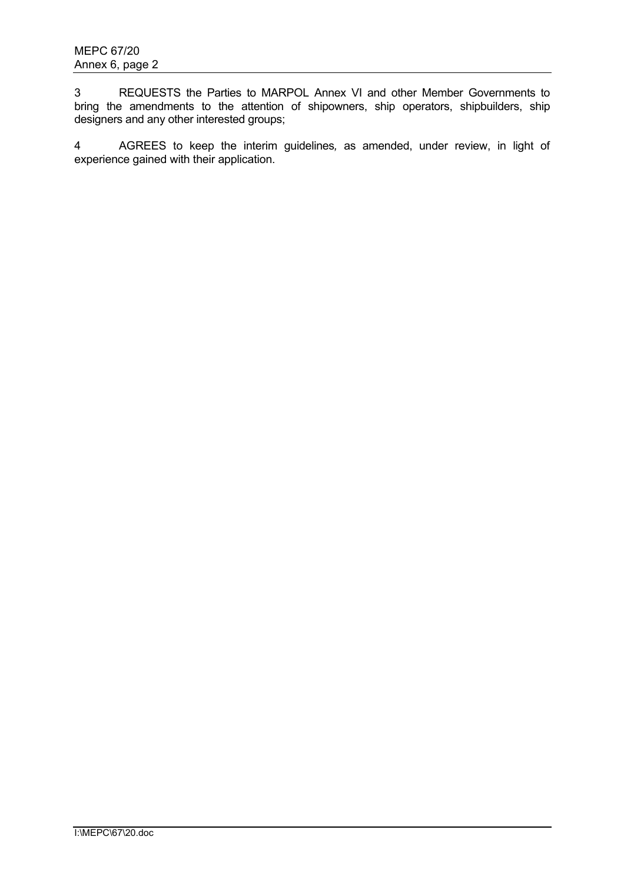3 REQUESTS the Parties to MARPOL Annex VI and other Member Governments to bring the amendments to the attention of shipowners, ship operators, shipbuilders, ship designers and any other interested groups;

4 AGREES to keep the interim guidelines, as amended, under review, in light of experience gained with their application.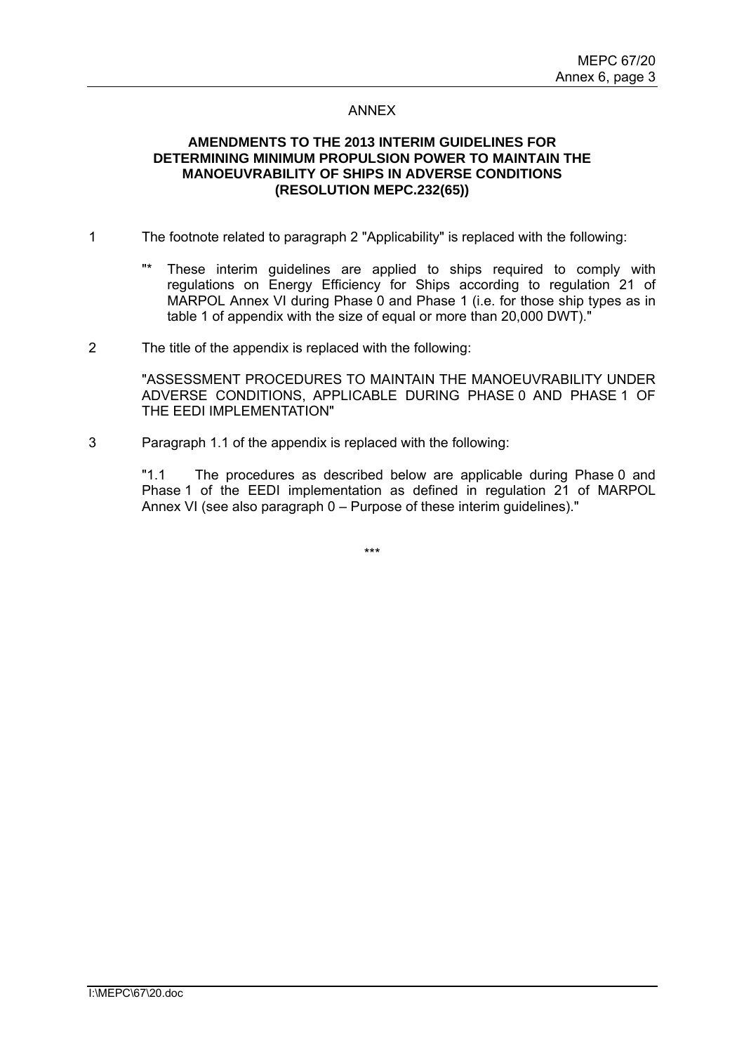# ANNEX

## AMENDMENTS TO THE 2013 INTERIM GUIDELINES FOR DETERMINING MINIMUM PROPULSION POWER TO MAINTAIN THE MANOEUVRABILITY OF SHIPS IN ADVERSE CONDITIONS (RESOLUTION MEPC.232(65))

1 The footnote related to paragraph 2 "Applicability" is replaced with the following:

> "* These interim guidelines are applied to ships required to comply with regulations on Energy Efficiency for Ships according to regulation 21 of MARPOL Annex VI during Phase 0 and Phase 1 (i.e. for those ship types as in table 1 of appendix with the size of equal or more than 20,000 DWT)."

2 The title of the appendix is replaced with the following:

> "ASSESSMENT PROCEDURES TO MAINTAIN THE MANOEUVRABILITY UNDER ADVERSE CONDITIONS, APPLICABLE DURING PHASE 0 AND PHASE 1 OF THE EEDI IMPLEMENTATION"

3 Paragraph 1.1 of the appendix is replaced with the following:

> "1.1 The procedures as described below are applicable during Phase 0 and Phase 1 of the EEDI implementation as defined in regulation 21 of MARPOL Annex VI (see also paragraph 0 – Purpose of these interim guidelines)."

***